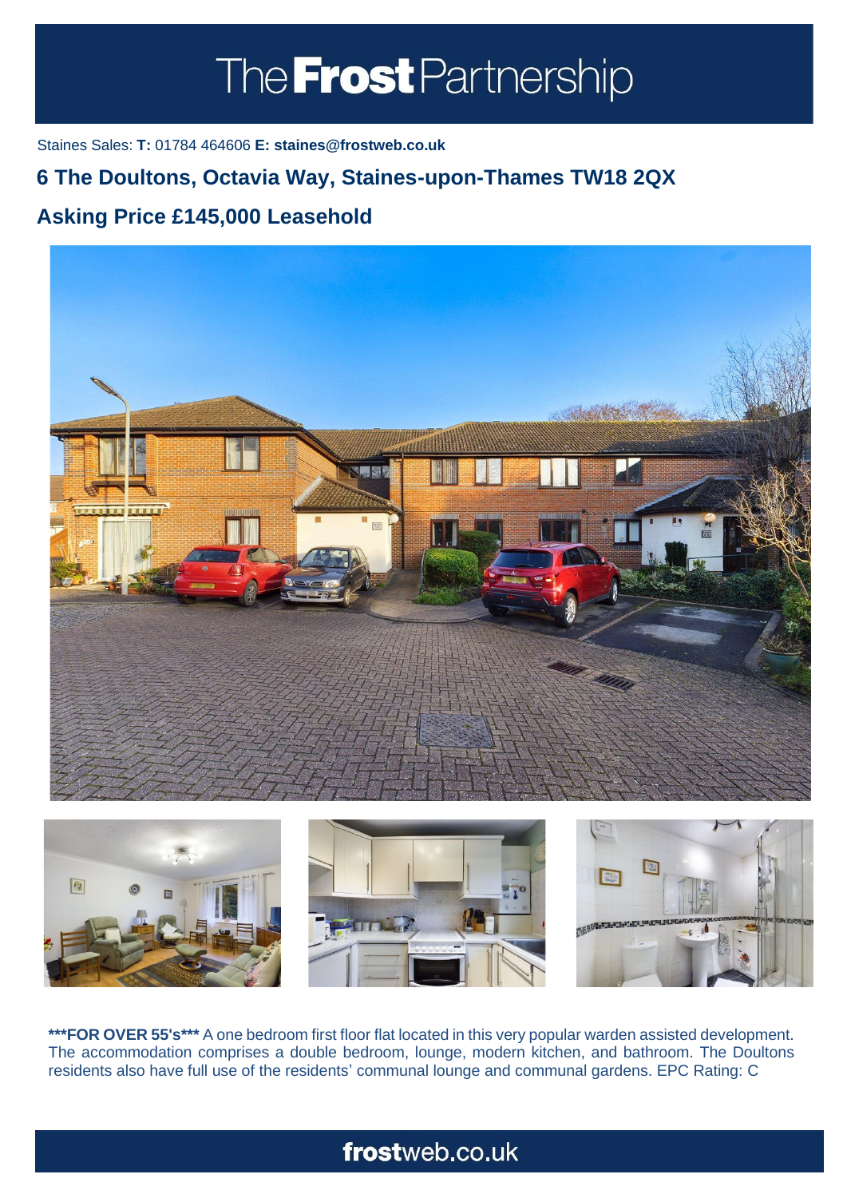# The Frost Partnership

Staines Sales: **T:** 01784 464606 **E: staines@frostweb.co.uk**

## 6 The Doultons, Octavia Way, Staines-upon-Thames TW18 2QX

## Asking Price £145,000 Leasehold

**\*\*\*FOR OVER 55's\*\*\*** A one bedroom first floor flat located in this very popular warden assisted development. The accommodation comprises a double bedroom, lounge, modern kitchen, and bathroom. The Doultons residents also have full use of the residents' communal lounge and communal gardens. EPC Rating: C

**frost**web.co.uk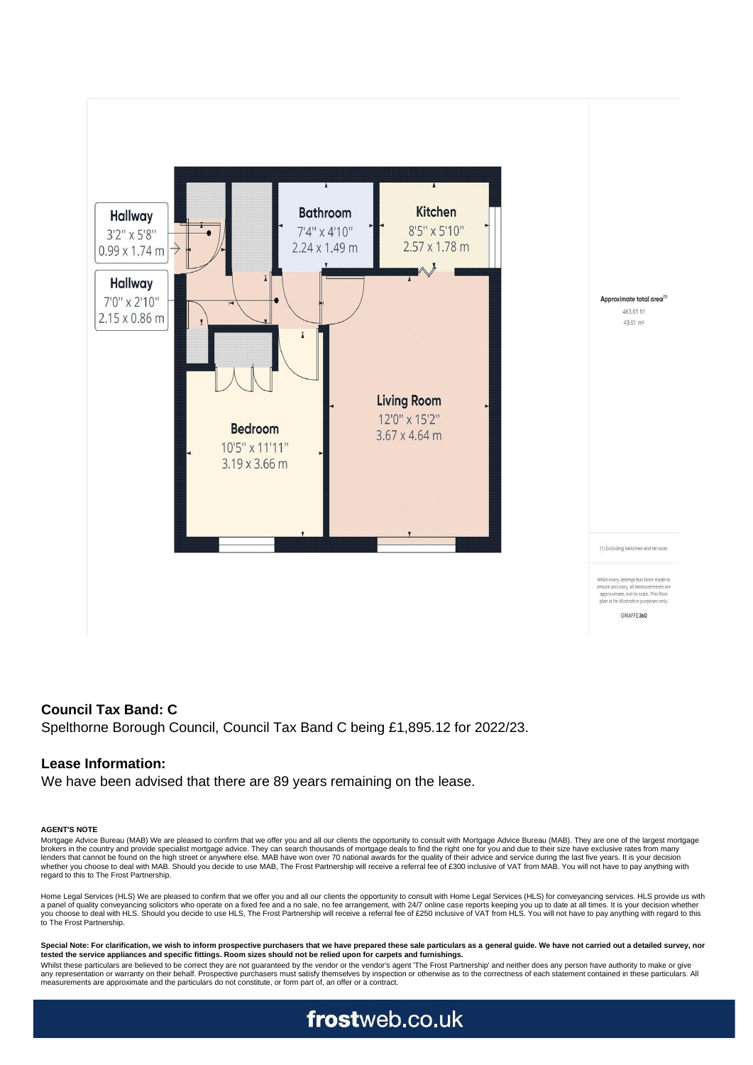Hallway
3'2" x 5'8"
0.99 x 1.74 m

Hallway
7'0" x 2'10"
2.15 x 0.86 m

Bathroom
7'4" x 4'10"
2.24 x 1.49 m

Kitchen
8'5" x 5'10"
2.57 x 1.78 m

Living Room
12'0" x 15'2"
3.67 x 4.64 m

Bedroom
10'5" x 11'11"
3.19 x 3.66 m

Approximate total area[1]
463.01 ft²
43.01 m²

(1) Excluding balconies and terraces

While every attempt has been made to ensure accuracy, all measurements are approximate, not to scale. This floor plan is for illustrative purposes only.

GIRAFFE360

### Council Tax Band: C

Spelthorne Borough Council, Council Tax Band C being £1,895.12 for 2022/23.

### Lease Information:

We have been advised that there are 89 years remaining on the lease.

**AGENT'S NOTE**

Mortgage Advice Bureau (MAB) We are pleased to confirm that we offer you and all our clients the opportunity to consult with Mortgage Advice Bureau (MAB). They are one of the largest mortgage brokers in the country and provide specialist mortgage advice. They can search thousands of mortgage deals to find the right one for you and due to their size have exclusive rates from many lenders that cannot be found on the high street or anywhere else. MAB have won over 70 national awards for the quality of their advice and service during the last five years. It is your decision whether you choose to deal with MAB. Should you decide to use MAB, The Frost Partnership will receive a referral fee of £300 inclusive of VAT from MAB. You will not have to pay anything with regard to this to The Frost Partnership.

Home Legal Services (HLS) We are pleased to confirm that we offer you and all our clients the opportunity to consult with Home Legal Services (HLS) for conveyancing services. HLS provide us with a panel of quality conveyancing solicitors who operate on a fixed fee and a no sale, no fee arrangement, with 24/7 online case reports keeping you up to date at all times. It is your decision whether you choose to deal with HLS. Should you decide to use HLS, The Frost Partnership will receive a referral fee of £250 inclusive of VAT from HLS. You will not have to pay anything with regard to this to The Frost Partnership.

**Special Note: For clarification, we wish to inform prospective purchasers that we have prepared these sale particulars as a general guide. We have not carried out a detailed survey, nor tested the service appliances and specific fittings. Room sizes should not be relied upon for carpets and furnishings.**

Whilst these particulars are believed to be correct they are not guaranteed by the vendor or the vendor's agent 'The Frost Partnership' and neither does any person have authority to make or give any representation or warranty on their behalf. Prospective purchasers must satisfy themselves by inspection or otherwise as to the correctness of each statement contained in these particulars. All measurements are approximate and the particulars do not constitute, or form part of, an offer or a contract.

**frost**web.co.uk